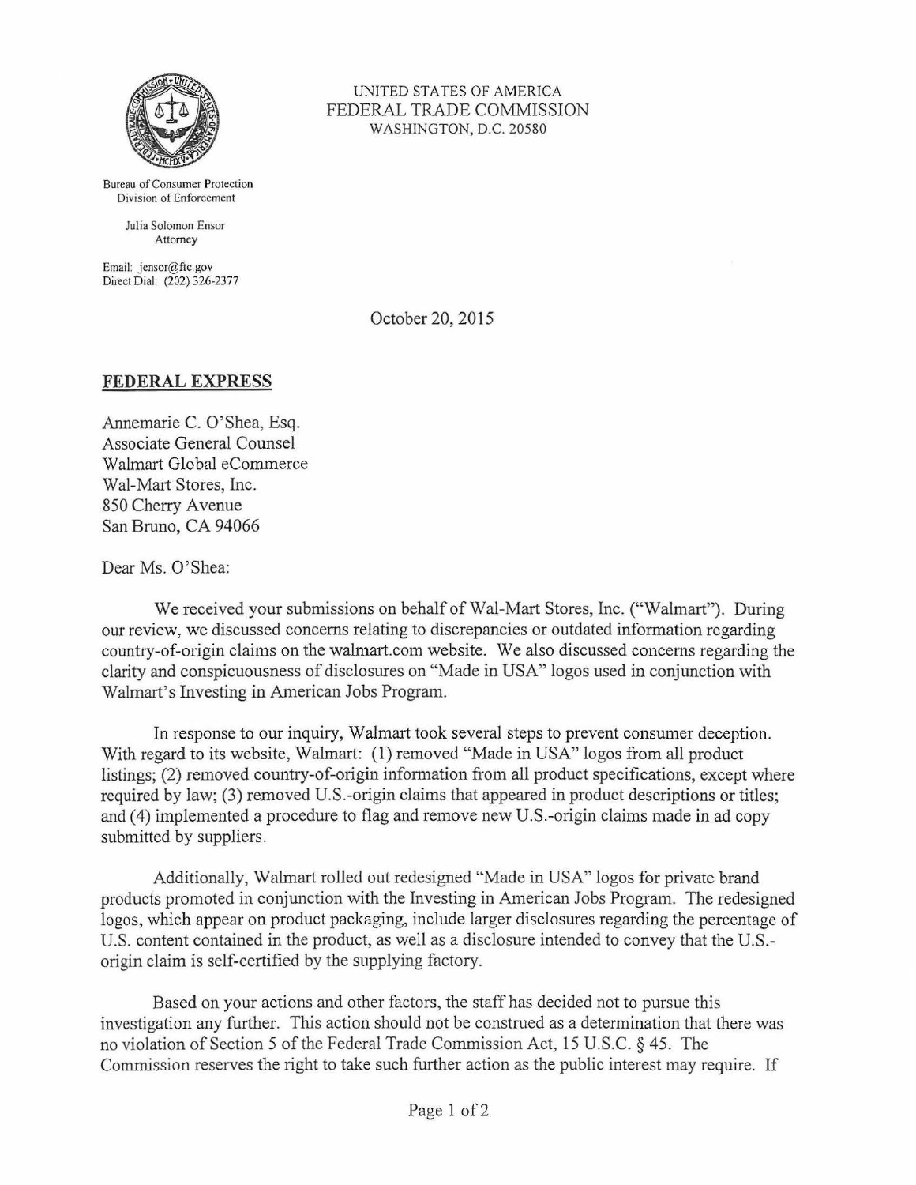UNITED STATES OF AMERICA
FEDERAL TRADE COMMISSION
WASHINGTON, D.C. 20580

Bureau of Consumer Protection
Division of Enforcement

Julia Solomon Ensor
Attorney

Email: jensor@ftc.gov
Direct Dial: (202) 326-2377

October 20, 2015

**FEDERAL EXPRESS**

Annemarie C. O'Shea, Esq.
Associate General Counsel
Walmart Global eCommerce
Wal-Mart Stores, Inc.
850 Cherry Avenue
San Bruno, CA 94066

Dear Ms. O'Shea:

We received your submissions on behalf of Wal-Mart Stores, Inc. ("Walmart"). During our review, we discussed concerns relating to discrepancies or outdated information regarding country-of-origin claims on the walmart.com website. We also discussed concerns regarding the clarity and conspicuousness of disclosures on "Made in USA" logos used in conjunction with Walmart's Investing in American Jobs Program.

In response to our inquiry, Walmart took several steps to prevent consumer deception. With regard to its website, Walmart: (1) removed "Made in USA" logos from all product listings; (2) removed country-of-origin information from all product specifications, except where required by law; (3) removed U.S.-origin claims that appeared in product descriptions or titles; and (4) implemented a procedure to flag and remove new U.S.-origin claims made in ad copy submitted by suppliers.

Additionally, Walmart rolled out redesigned "Made in USA" logos for private brand products promoted in conjunction with the Investing in American Jobs Program. The redesigned logos, which appear on product packaging, include larger disclosures regarding the percentage of U.S. content contained in the product, as well as a disclosure intended to convey that the U.S.-origin claim is self-certified by the supplying factory.

Based on your actions and other factors, the staff has decided not to pursue this investigation any further. This action should not be construed as a determination that there was no violation of Section 5 of the Federal Trade Commission Act, 15 U.S.C. § 45. The Commission reserves the right to take such further action as the public interest may require. If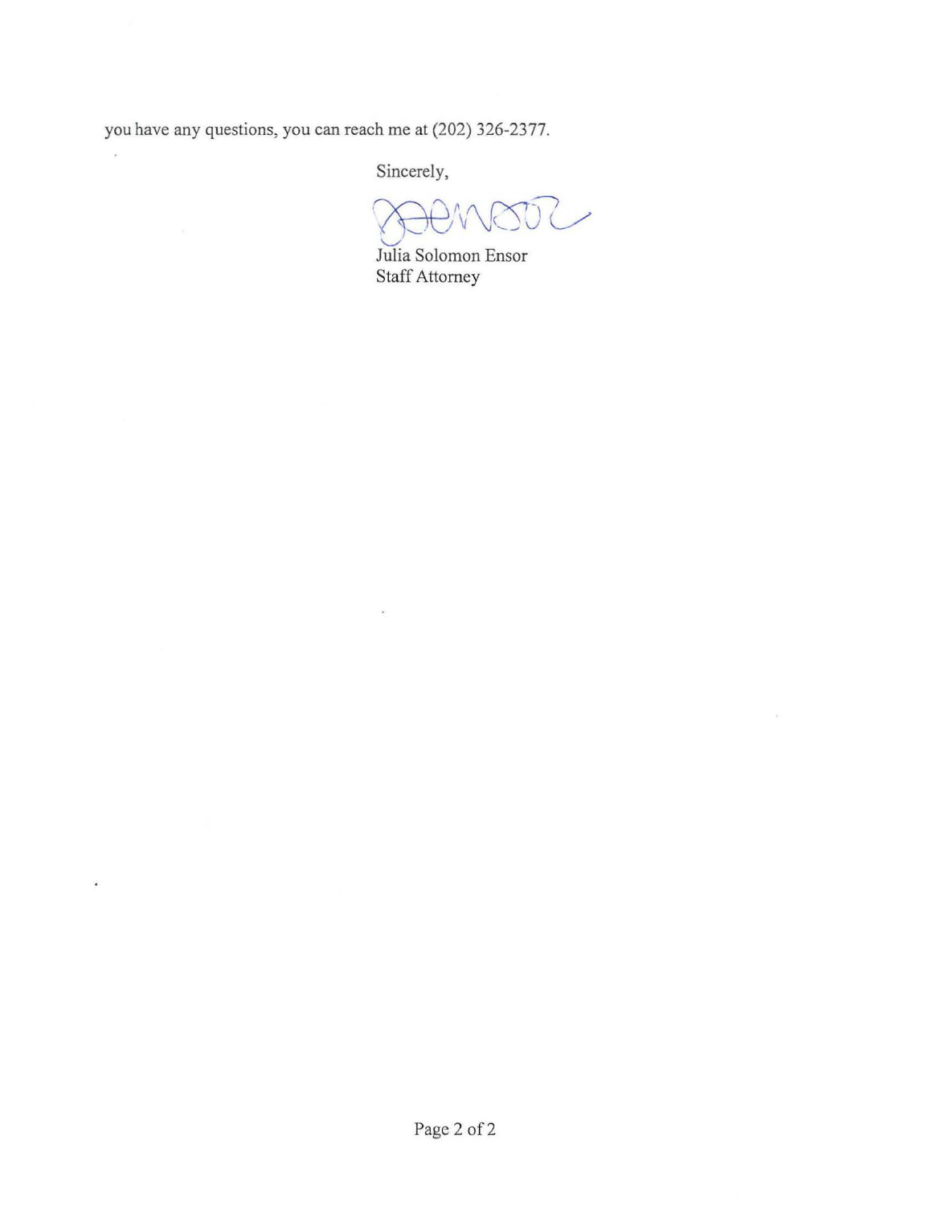you have any questions, you can reach me at (202) 326-2377.

Sincerely,

Julia Solomon Ensor
Staff Attorney